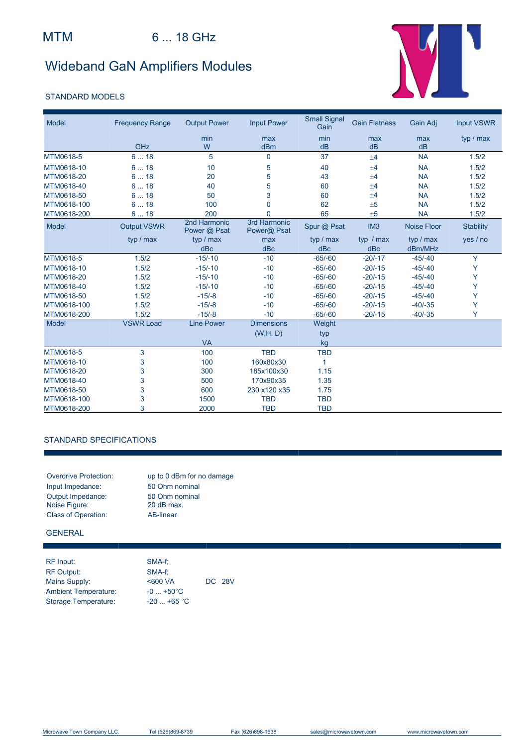# MTM 6 ... 18 GHz

## Wideband GaN Amplifiers Modules

### STANDARD MODELS

| Model | Frequency Range | Output Power | Input Power | Small Signal Gain | Gain Flatness | Gain Adj | Input VSWR |
|---|---|---|---|---|---|---|---|
| | | min | max | min | max | max | typ / max |
| | GHz | W | dBm | dB | dB | dB | |
| MTM0618-5 | 6 ... 18 | 5 | 0 | 37 | ±4 | NA | 1.5/2 |
| MTM0618-10 | 6 ... 18 | 10 | 5 | 40 | ±4 | NA | 1.5/2 |
| MTM0618-20 | 6 ... 18 | 20 | 5 | 43 | ±4 | NA | 1.5/2 |
| MTM0618-40 | 6 ... 18 | 40 | 5 | 60 | ±4 | NA | 1.5/2 |
| MTM0618-50 | 6 ... 18 | 50 | 3 | 60 | ±4 | NA | 1.5/2 |
| MTM0618-100 | 6 ... 18 | 100 | 0 | 62 | ±5 | NA | 1.5/2 |
| MTM0618-200 | 6 ... 18 | 200 | 0 | 65 | ±5 | NA | 1.5/2 |

| Model | Output VSWR | 2nd Harmonic Power @ Psat | 3rd Harmonic Power@ Psat | Spur @ Psat | IM3 | Noise Floor | Stability |
|---|---|---|---|---|---|---|---|
| | typ / max | typ / max | max | typ / max | typ / max | typ / max | yes / no |
| | | dBc | dBc | dBc | dBc | dBm/MHz | |
| MTM0618-5 | 1.5/2 | -15/-10 | -10 | -65/-60 | -20/-17 | -45/-40 | Y |
| MTM0618-10 | 1.5/2 | -15/-10 | -10 | -65/-60 | -20/-15 | -45/-40 | Y |
| MTM0618-20 | 1.5/2 | -15/-10 | -10 | -65/-60 | -20/-15 | -45/-40 | Y |
| MTM0618-40 | 1.5/2 | -15/-10 | -10 | -65/-60 | -20/-15 | -45/-40 | Y |
| MTM0618-50 | 1.5/2 | -15/-8 | -10 | -65/-60 | -20/-15 | -45/-40 | Y |
| MTM0618-100 | 1.5/2 | -15/-8 | -10 | -65/-60 | -20/-15 | -40/-35 | Y |
| MTM0618-200 | 1.5/2 | -15/-8 | -10 | -65/-60 | -20/-15 | -40/-35 | Y |

| Model | VSWR Load | Line Power | Dimensions | Weight |
|---|---|---|---|---|
| | | | (W,H, D) | typ |
| | | VA | | kg |
| MTM0618-5 | 3 | 100 | TBD | TBD |
| MTM0618-10 | 3 | 100 | 160x80x30 | 1 |
| MTM0618-20 | 3 | 300 | 185x100x30 | 1.15 |
| MTM0618-40 | 3 | 500 | 170x90x35 | 1.35 |
| MTM0618-50 | 3 | 600 | 230 x120 x35 | 1.75 |
| MTM0618-100 | 3 | 1500 | TBD | TBD |
| MTM0618-200 | 3 | 2000 | TBD | TBD |

### STANDARD SPECIFICATIONS

| | |
|---|---|
| Overdrive Protection: | up to 0 dBm for no damage |
| Input Impedance: | 50 Ohm nominal |
| Output Impedance: | 50 Ohm nominal |
| Noise Figure: | 20 dB max. |
| Class of Operation: | AB-linear |

### GENERAL

| | | |
|---|---|---|
| RF Input: | SMA-f; | |
| RF Output: | SMA-f; | |
| Mains Supply: | <600 VA | DC 28V |
| Ambient Temperature: | -0 ... +50°C | |
| Storage Temperature: | -20 ... +65 °C | |

Microwave Town Company LLC. Tel (626)869-8739 Fax (626)698-1638 sales@microwavetown.com www.microwavetown.com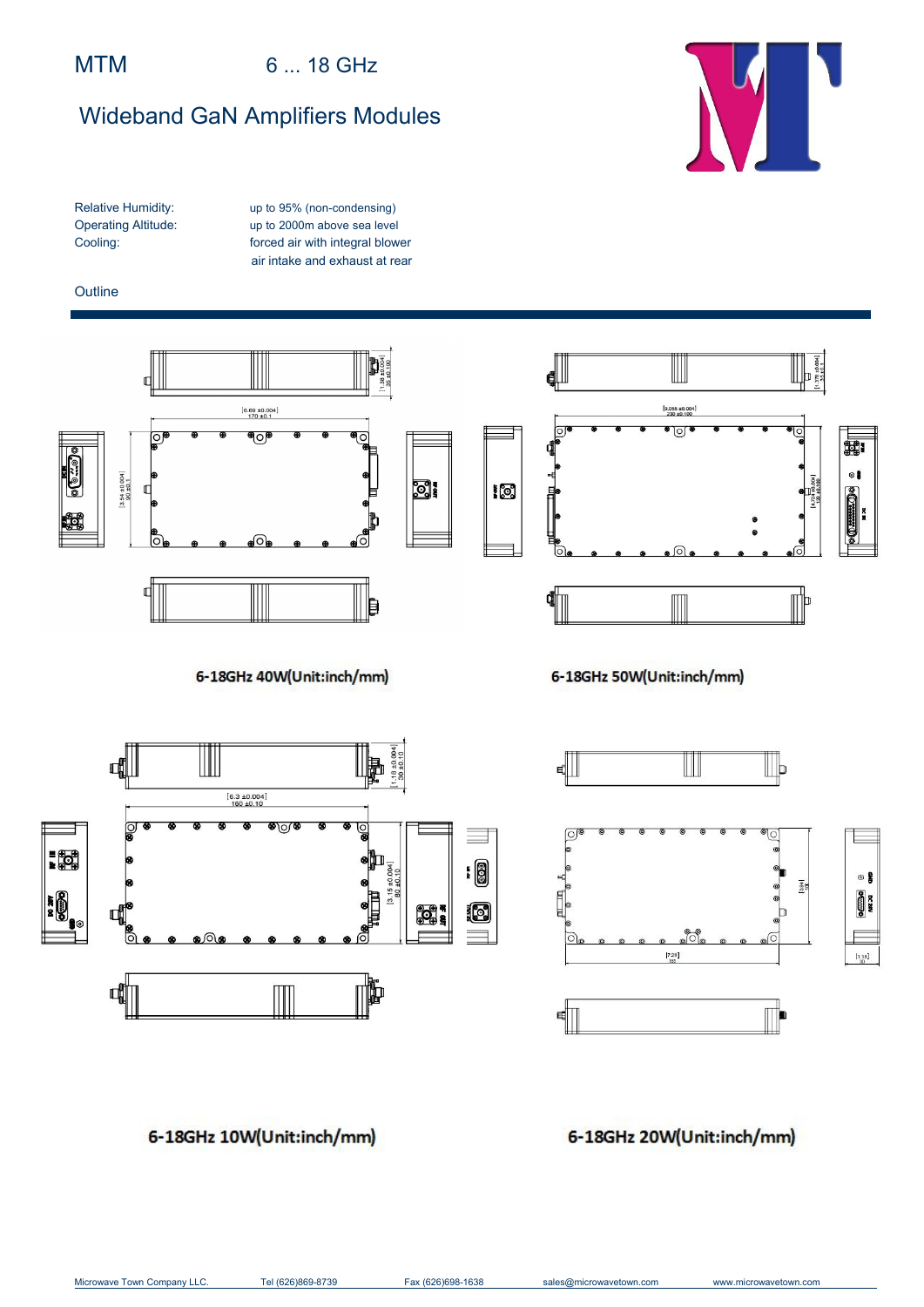MTM 6 ... 18 GHz

# Wideband GaN Amplifiers Modules

| | |
|---|---|
| Relative Humidity: | up to 95% (non-condensing) |
| Operating Altitude: | up to 2000m above sea level |
| Cooling: | forced air with integral blower |
| | air intake and exhaust at rear |

## Outline

6-18GHz 40W(Unit:inch/mm)

6-18GHz 50W(Unit:inch/mm)

6-18GHz 10W(Unit:inch/mm)

6-18GHz 20W(Unit:inch/mm)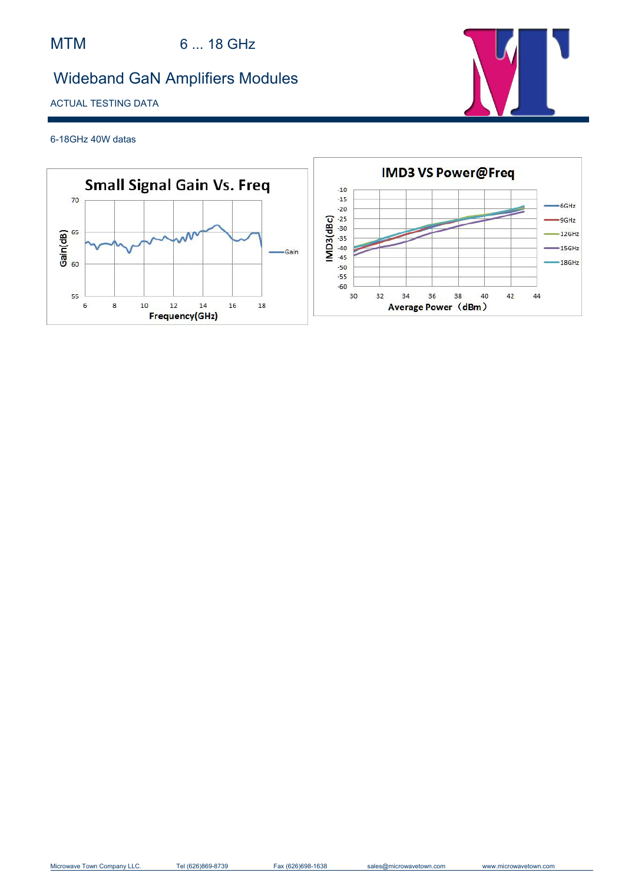MTM 6 ... 18 GHz

# Wideband GaN Amplifiers Modules

ACTUAL TESTING DATA

6-18GHz 40W datas

Small Signal Gain Vs. Freq

70
65
60
55

Gain(dB)

6
8
10
12
14
16
18

Frequency(GHz)

Gain

IMD3 VS Power@Freq

-10
-15
-20
-25
-30
-35
-40
-45
-50
-55
-60

IMD3(dBc)

30
32
34
36
38
40
42
44

Average Power（dBm）

6GHz
9GHz
12GHz
15GHz
18GHz

Microwave Town Company LLC. Tel (626)869-8739 Fax (626)698-1638 sales@microwavetown.com www.microwavetown.com